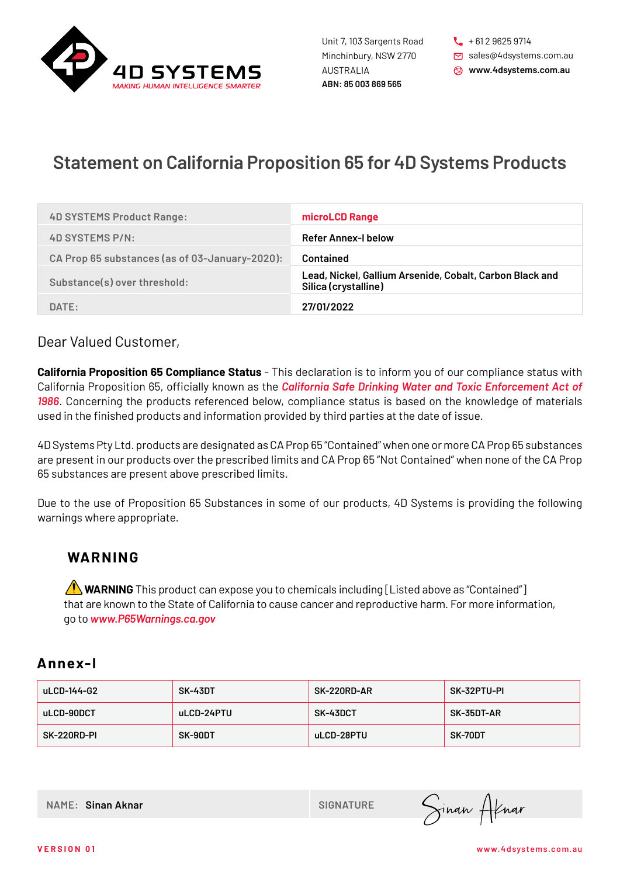4D SYSTEMS
MAKING HUMAN INTELLIGENCE SMARTER

Unit 7, 103 Sargents Road
Minchinbury, NSW 2770
AUSTRALIA
**ABN: 85 003 869 565**

+ 61 2 9625 9714
sales@4dsystems.com.au
**www.4dsystems.com.au**

# Statement on California Proposition 65 for 4D Systems Products

| | |
|---|---|
| 4D SYSTEMS Product Range: | **microLCD Range** |
| 4D SYSTEMS P/N: | **Refer Annex-I below** |
| CA Prop 65 substances (as of 03-January-2020): | **Contained** |
| Substance(s) over threshold: | **Lead, Nickel, Gallium Arsenide, Cobalt, Carbon Black and Silica (crystalline)** |
| DATE: | **27/01/2022** |

Dear Valued Customer,

**California Proposition 65 Compliance Status** - This declaration is to inform you of our compliance status with California Proposition 65, officially known as the ***California Safe Drinking Water and Toxic Enforcement Act of 1986***. Concerning the products referenced below, compliance status is based on the knowledge of materials used in the finished products and information provided by third parties at the date of issue.

4D Systems Pty Ltd. products are designated as CA Prop 65 "Contained" when one or more CA Prop 65 substances are present in our products over the prescribed limits and CA Prop 65 "Not Contained" when none of the CA Prop 65 substances are present above prescribed limits.

Due to the use of Proposition 65 Substances in some of our products, 4D Systems is providing the following warnings where appropriate.

## WARNING

⚠ **WARNING** This product can expose you to chemicals including [Listed above as "Contained"] that are known to the State of California to cause cancer and reproductive harm. For more information, go to ***www.P65Warnings.ca.gov***

## Annex-I

| | | | |
|---|---|---|---|
| uLCD-144-G2 | SK-43DT | SK-220RD-AR | SK-32PTU-PI |
| uLCD-90DCT | uLCD-24PTU | SK-43DCT | SK-35DT-AR |
| SK-220RD-PI | SK-90DT | uLCD-28PTU | SK-70DT |

NAME: **Sinan Aknar** SIGNATURE *Sinan Aknar*

VERSION 01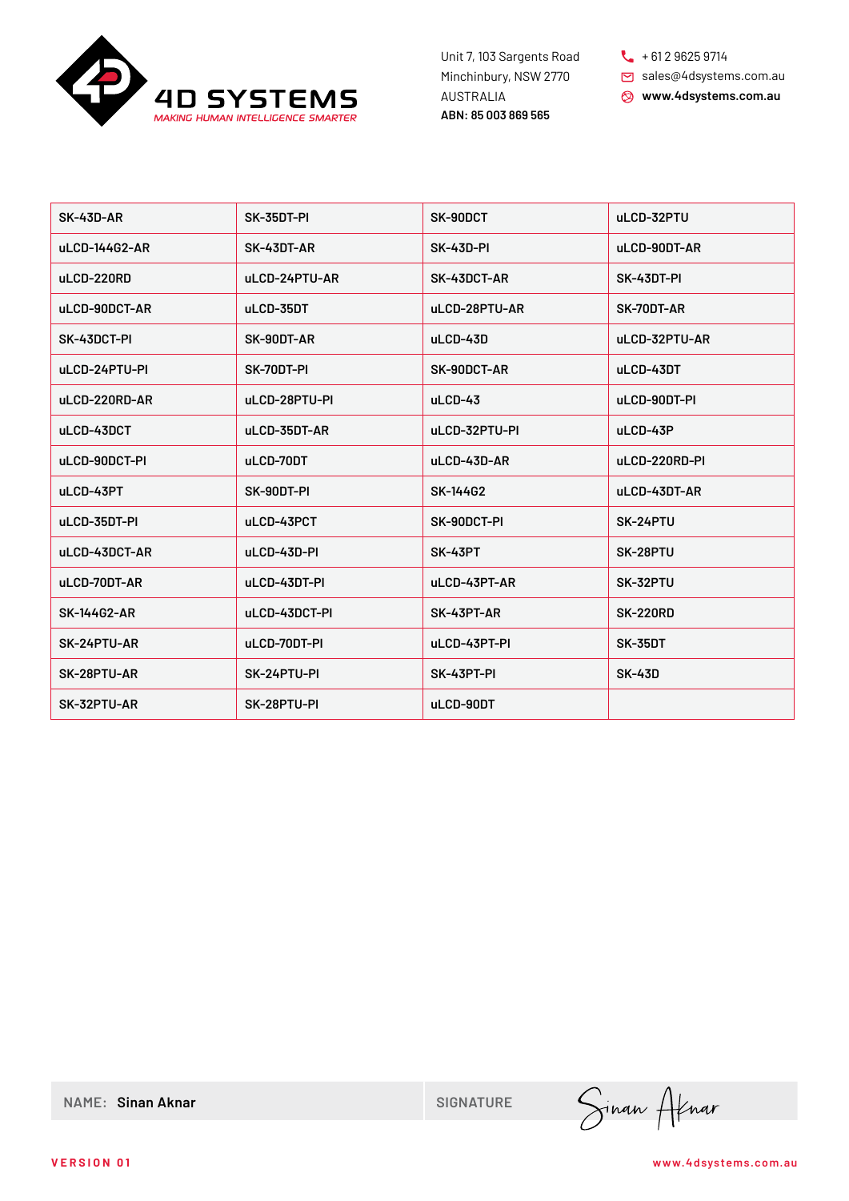| | | | |
|---|---|---|---|
| SK-43D-AR | SK-35DT-PI | SK-90DCT | uLCD-32PTU |
| uLCD-144G2-AR | SK-43DT-AR | SK-43D-PI | uLCD-90DT-AR |
| uLCD-220RD | uLCD-24PTU-AR | SK-43DCT-AR | SK-43DT-PI |
| uLCD-90DCT-AR | uLCD-35DT | uLCD-28PTU-AR | SK-70DT-AR |
| SK-43DCT-PI | SK-90DT-AR | uLCD-43D | uLCD-32PTU-AR |
| uLCD-24PTU-PI | SK-70DT-PI | SK-90DCT-AR | uLCD-43DT |
| uLCD-220RD-AR | uLCD-28PTU-PI | uLCD-43 | uLCD-90DT-PI |
| uLCD-43DCT | uLCD-35DT-AR | uLCD-32PTU-PI | uLCD-43P |
| uLCD-90DCT-PI | uLCD-70DT | uLCD-43D-AR | uLCD-220RD-PI |
| uLCD-43PT | SK-90DT-PI | SK-144G2 | uLCD-43DT-AR |
| uLCD-35DT-PI | uLCD-43PCT | SK-90DCT-PI | SK-24PTU |
| uLCD-43DCT-AR | uLCD-43D-PI | SK-43PT | SK-28PTU |
| uLCD-70DT-AR | uLCD-43DT-PI | uLCD-43PT-AR | SK-32PTU |
| SK-144G2-AR | uLCD-43DCT-PI | SK-43PT-AR | SK-220RD |
| SK-24PTU-AR | uLCD-70DT-PI | uLCD-43PT-PI | SK-35DT |
| SK-28PTU-AR | SK-24PTU-PI | SK-43PT-PI | SK-43D |
| SK-32PTU-AR | SK-28PTU-PI | uLCD-90DT | |

NAME: **Sinan Aknar**

SIGNATURE Sinan Aknar

VERSION 01